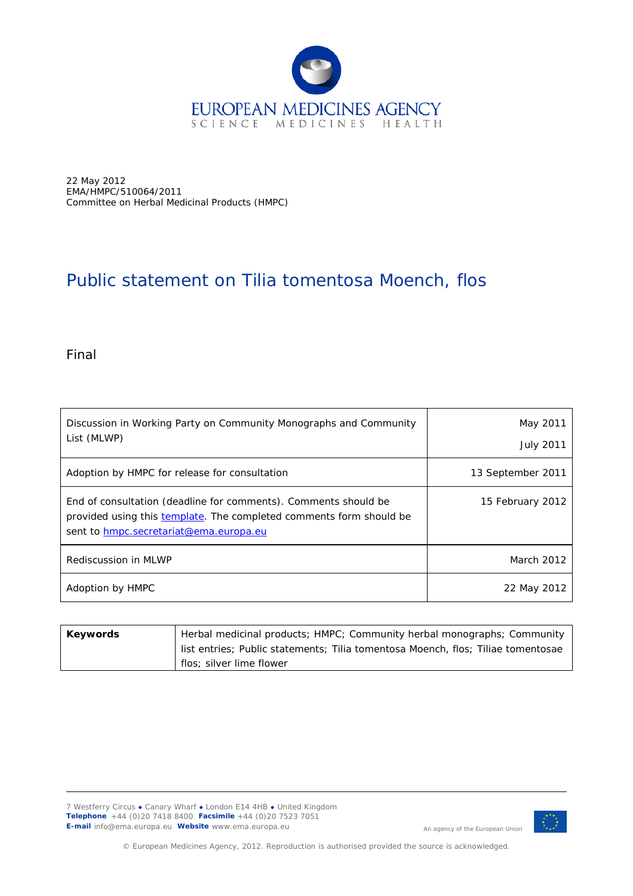22 May 2012
EMA/HMPC/510064/2011
Committee on Herbal Medicinal Products (HMPC)

# Public statement on Tilia tomentosa Moench, flos

Final

| | |
|---|---|
| Discussion in Working Party on Community Monographs and Community List (MLWP) | May 2011<br>July 2011 |
| Adoption by HMPC for release for consultation | 13 September 2011 |
| End of consultation (deadline for comments). Comments should be provided using this template. The completed comments form should be sent to hmpc.secretariat@ema.europa.eu | 15 February 2012 |
| Rediscussion in MLWP | March 2012 |
| Adoption by HMPC | 22 May 2012 |

| | |
|---|---|
| **Keywords** | Herbal medicinal products; HMPC; Community herbal monographs; Community list entries; Public statements; Tilia tomentosa Moench, flos; Tiliae tomentosae flos; silver lime flower |

7 Westferry Circus ● Canary Wharf ● London E14 4HB ● United Kingdom
**Telephone** +44 (0)20 7418 8400 **Facsimile** +44 (0)20 7523 7051
**E-mail** info@ema.europa.eu **Website** www.ema.europa.eu

An agency of the European Union

© European Medicines Agency, 2012. Reproduction is authorised provided the source is acknowledged.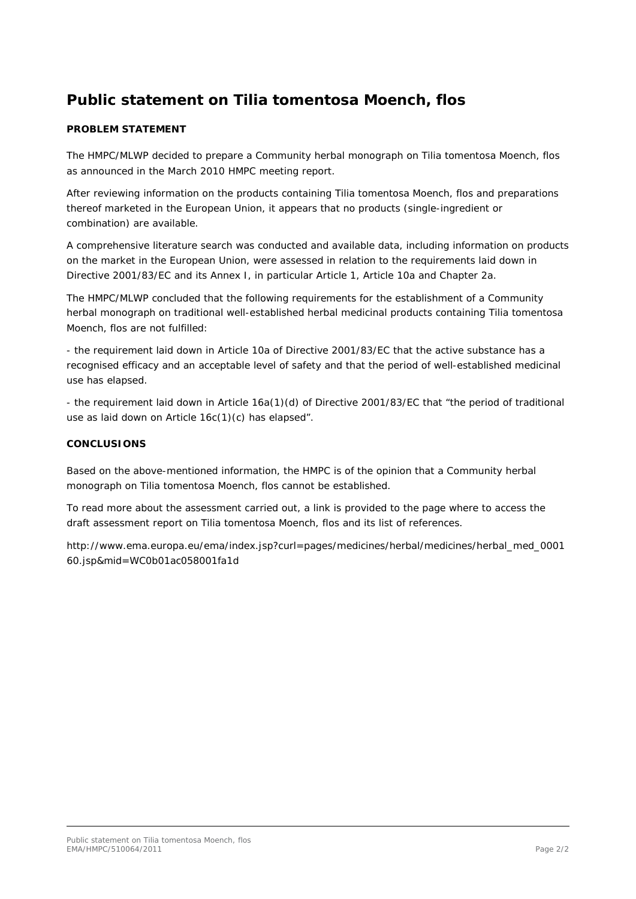# Public statement on Tilia tomentosa Moench, flos

## PROBLEM STATEMENT

The HMPC/MLWP decided to prepare a Community herbal monograph on Tilia tomentosa Moench, flos as announced in the March 2010 HMPC meeting report.

After reviewing information on the products containing Tilia tomentosa Moench, flos and preparations thereof marketed in the European Union, it appears that no products (single-ingredient or combination) are available.

A comprehensive literature search was conducted and available data, including information on products on the market in the European Union, were assessed in relation to the requirements laid down in Directive 2001/83/EC and its Annex I, in particular Article 1, Article 10a and Chapter 2a.

The HMPC/MLWP concluded that the following requirements for the establishment of a Community herbal monograph on traditional well-established herbal medicinal products containing Tilia tomentosa Moench, flos are not fulfilled:

- the requirement laid down in Article 10a of Directive 2001/83/EC that the active substance has a recognised efficacy and an acceptable level of safety and that the period of well-established medicinal use has elapsed.

- the requirement laid down in Article 16a(1)(d) of Directive 2001/83/EC that "the period of traditional use as laid down on Article 16c(1)(c) has elapsed".

## CONCLUSIONS

Based on the above-mentioned information, the HMPC is of the opinion that a Community herbal monograph on Tilia tomentosa Moench, flos cannot be established.

To read more about the assessment carried out, a link is provided to the page where to access the draft assessment report on Tilia tomentosa Moench, flos and its list of references.

http://www.ema.europa.eu/ema/index.jsp?curl=pages/medicines/herbal/medicines/herbal_med_000160.jsp&mid=WC0b01ac058001fa1d